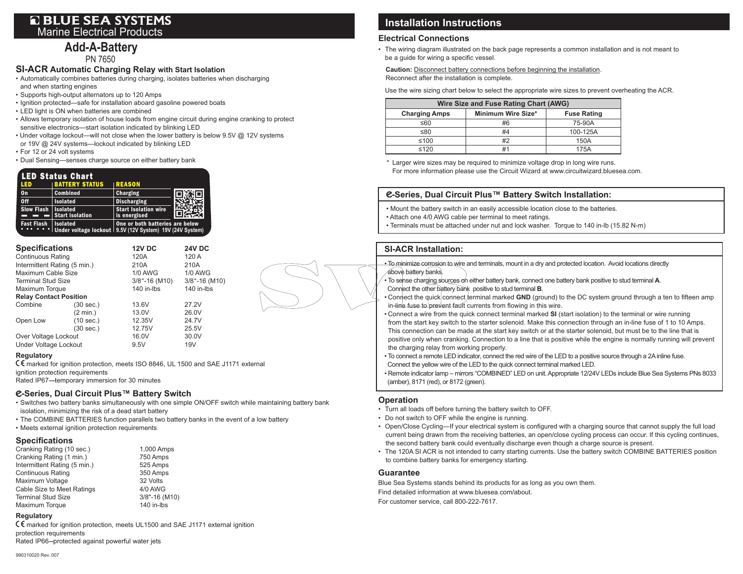# BLUE SEA SYSTEMS
Marine Electrical Products

## Add-A-Battery
PN 7650

### SI-ACR Automatic Charging Relay with Start Isolation

- Automatically combines batteries during charging, isolates batteries when discharging and when starting engines
- Supports high-output alternators up to 120 Amps
- Ignition protected—safe for installation aboard gasoline powered boats
- LED light is ON when batteries are combined
- Allows temporary isolation of house loads from engine circuit during engine cranking to protect sensitive electronics—start isolation indicated by blinking LED
- Under voltage lockout—will not close when the lower battery is below 9.5V @ 12V systems or 19V @ 24V systems—lockout indicated by blinking LED
- For 12 or 24 volt systems
- Dual Sensing—senses charge source on either battery bank

**LED Status Chart**

| LED | BATTERY STATUS | REASON |
|---|---|---|
| On | Combined | Charging |
| Off | Isolated | Discharging |
| Slow Flash ▬ ▬ ▬ | Isolated Start isolation | Start Isolation wire is energised |
| Fast Flash • • • • • • | Isolated Under voltage lockout | One or both batteries are below 9.5V (12V System) 19V (24V System) |

### Specifications

| | | 12V DC | 24V DC |
|---|---|---|---|
| Continuous Rating | | 120A | 120 A |
| Intermittent Rating (5 min.) | | 210A | 210A |
| Maximum Cable Size | | 1/0 AWG | 1/0 AWG |
| Terminal Stud Size | | 3/8"-16 (M10) | 3/8"-16 (M10) |
| Maximum Torque | | 140 in-lbs | 140 in-lbs |
| **Relay Contact Position** | | | |
| Combine | (30 sec.) | 13.6V | 27.2V |
| | (2 min.) | 13.0V | 26.0V |
| Open Low | (10 sec.) | 12.35V | 24.7V |
| | (30 sec.) | 12.75V | 25.5V |
| Over Voltage Lockout | | 16.0V | 30.0V |
| Under Voltage Lockout | | 9.5V | 19V |

**Regulatory**

CE marked for ignition protection, meets ISO 8846, UL 1500 and SAE J1171 external ignition protection requirements

Rated IP67—temporary immersion for 30 minutes

### e-Series, Dual Circuit Plus™ Battery Switch

- Switches two battery banks simultaneously with one simple ON/OFF switch while maintaining battery bank isolation, minimizing the risk of a dead start battery
- The COMBINE BATTERIES function parallels two battery banks in the event of a low battery
- Meets external ignition protection requirements

### Specifications

| | |
|---|---|
| Cranking Rating (10 sec.) | 1,000 Amps |
| Cranking Rating (1 min.) | 750 Amps |
| Intermittent Rating (5 min.) | 525 Amps |
| Continuous Rating | 350 Amps |
| Maximum Voltage | 32 Volts |
| Cable Size to Meet Ratings | 4/0 AWG |
| Terminal Stud Size | 3/8"-16 (M10) |
| Maximum Torque | 140 in-lbs |

**Regulatory**

CE marked for ignition protection, meets UL1500 and SAE J1171 external ignition protection requirements

Rated IP66–protected against powerful water jets

990310020 Rev. 007

## Installation Instructions

### Electrical Connections

- The wiring diagram illustrated on the back page represents a common installation and is not meant to be a guide for wiring a specific vessel.

**Caution:** Disconnect battery connections before beginning the installation. Reconnect after the installation is complete.

Use the wire sizing chart below to select the appropriate wire sizes to prevent overheating the ACR.

**Wire Size and Fuse Rating Chart (AWG)**

| Charging Amps | Minimum Wire Size* | Fuse Rating |
|---|---|---|
| ≤60 | #6 | 75-90A |
| ≤80 | #4 | 100-125A |
| ≤100 | #2 | 150A |
| ≤120 | #1 | 175A |

\* Larger wire sizes may be required to minimize voltage drop in long wire runs. For more information please use the Circuit Wizard at www.circuitwizard.bluesea.com.

### e-Series, Dual Circuit Plus™ Battery Switch Installation:

- Mount the battery switch in an easily accessible location close to the batteries.
- Attach one 4/0 AWG cable per terminal to meet ratings.
- Terminals must be attached under nut and lock washer. Torque to 140 in-lb (15.82 N-m)

### SI-ACR Installation:

- To minimize corrosion to wire and terminals, mount in a dry and protected location. Avoid locations directly above battery banks.
- To sense charging sources on either battery bank, connect one battery bank positive to stud terminal **A**. Connect the other battery bank positive to stud terminal **B**.
- Connect the quick connect terminal marked **GND** (ground) to the DC system ground through a ten to fifteen amp in-line fuse to prevent fault currents from flowing in this wire.
- Connect a wire from the quick connect terminal marked **SI** (start isolation) to the terminal or wire running from the start key switch to the starter solenoid. Make this connection through an in-line fuse of 1 to 10 Amps. This connection can be made at the start key switch or at the starter solenoid, but must be to the line that is positive only when cranking. Connection to a line that is positive while the engine is normally running will prevent the charging relay from working properly.
- To connect a remote LED indicator, connect the red wire of the LED to a positive source through a 2A inline fuse. Connect the yellow wire of the LED to the quick connect terminal marked LED.
- Remote indicator lamp – mirrors "COMBINED" LED on unit. Appropriate 12/24V LEDs include Blue Sea Systems PNs 8033 (amber), 8171 (red), or 8172 (green).

### Operation

- Turn all loads off before turning the battery switch to OFF.
- Do not switch to OFF while the engine is running.
- Open/Close Cycling—If your electrical system is configured with a charging source that cannot supply the full load current being drawn from the receiving batteries, an open/close cycling process can occur. If this cycling continues, the second battery bank could eventually discharge even though a charge source is present.
- The 120A SI ACR is not intended to carry starting currents. Use the battery switch COMBINE BATTERIES position to combine battery banks for emergency starting.

### Guarantee

Blue Sea Systems stands behind its products for as long as you own them.

Find detailed information at www.bluesea.com/about.

For customer service, call 800-222-7617.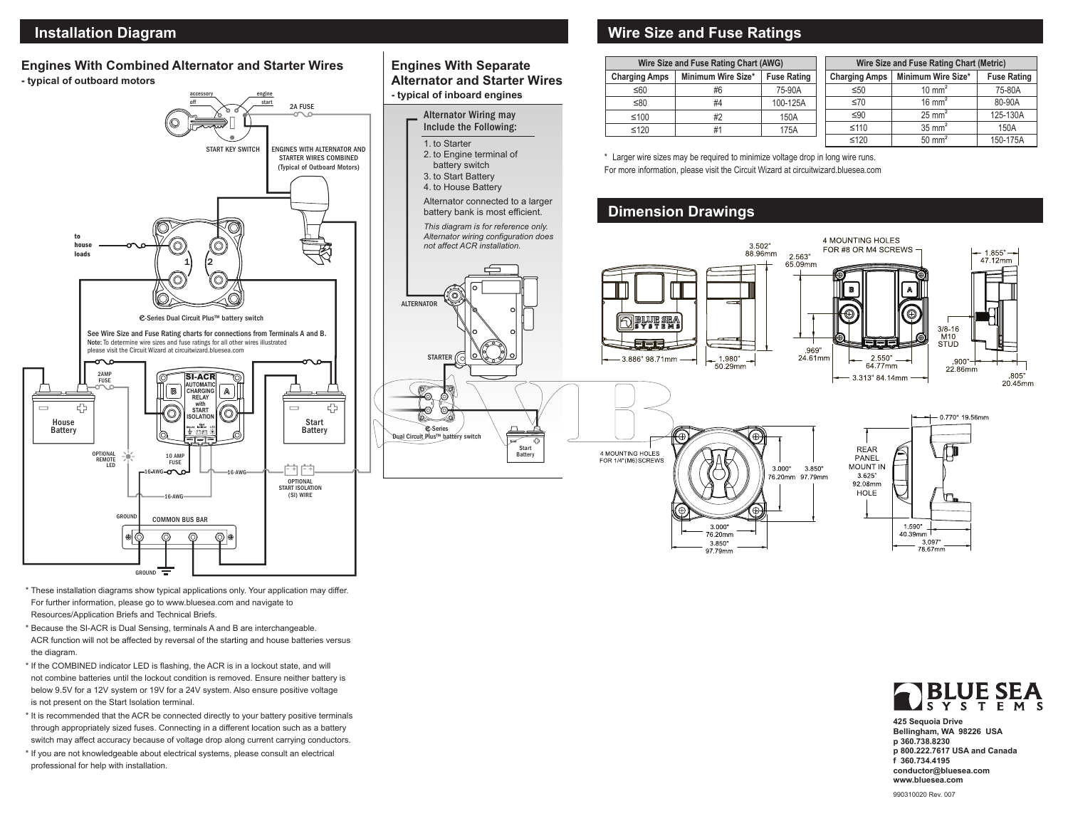## Installation Diagram

### Engines With Combined Alternator and Starter Wires

**- typical of outboard motors**

accessory
engine
off
start
2A FUSE
START KEY SWITCH
ENGINES WITH ALTERNATOR AND STARTER WIRES COMBINED (Typical of Outboard Motors)
to house loads
1
2
e-Series Dual Circuit Plus™ battery switch

See Wire Size and Fuse Rating charts for connections from Terminals A and B.
Note: To determine wire sizes and fuse ratings for all other wires illustrated please visit the Circuit Wizard at circuitwizard.bluesea.com

2AMP FUSE
House Battery
SI-ACR AUTOMATIC CHARGING RELAY with START ISOLATION
B
A
Start Battery
OPTIONAL REMOTE LED
10 AMP FUSE
16-AWG
16-AWG
16-AWG
OPTIONAL START ISOLATION (SI) WIRE
GROUND
COMMON BUS BAR
GROUND

### Engines With Separate Alternator and Starter Wires

**- typical of inboard engines**

**Alternator Wiring may Include the Following:**

1. to Starter
2. to Engine terminal of battery switch
3. to Start Battery
4. to House Battery

Alternator connected to a larger battery bank is most efficient.

*This diagram is for reference only. Alternator wiring configuration does not affect ACR installation.*

ALTERNATOR
STARTER
e-Series Dual Circuit Plus™ battery switch
Start Battery

- \* These installation diagrams show typical applications only. Your application may differ. For further information, please go to www.bluesea.com and navigate to Resources/Application Briefs and Technical Briefs.
- \* Because the SI-ACR is Dual Sensing, terminals A and B are interchangeable. ACR function will not be affected by reversal of the starting and house batteries versus the diagram.
- \* If the COMBINED indicator LED is flashing, the ACR is in a lockout state, and will not combine batteries until the lockout condition is removed. Ensure neither battery is below 9.5V for a 12V system or 19V for a 24V system. Also ensure positive voltage is not present on the Start Isolation terminal.
- \* It is recommended that the ACR be connected directly to your battery positive terminals through appropriately sized fuses. Connecting in a different location such as a battery switch may affect accuracy because of voltage drop along current carrying conductors.
- \* If you are not knowledgeable about electrical systems, please consult an electrical professional for help with installation.

## Wire Size and Fuse Ratings

| Wire Size and Fuse Rating Chart (AWG) | | |
|---|---|---|
| Charging Amps | Minimum Wire Size* | Fuse Rating |
| ≤60 | #6 | 75-90A |
| ≤80 | #4 | 100-125A |
| ≤100 | #2 | 150A |
| ≤120 | #1 | 175A |

| Wire Size and Fuse Rating Chart (Metric) | | |
|---|---|---|
| Charging Amps | Minimum Wire Size* | Fuse Rating |
| ≤50 | 10 $mm^2$ | 75-80A |
| ≤70 | 16 $mm^2$ | 80-90A |
| ≤90 | 25 $mm^2$ | 125-130A |
| ≤110 | 35 $mm^2$ | 150A |
| ≤120 | 50 $mm^2$ | 150-175A |

\* Larger wire sizes may be required to minimize voltage drop in long wire runs.
For more information, please visit the Circuit Wizard at circuitwizard.bluesea.com

## Dimension Drawings

3.502" 88.96mm
2.563" 65.09mm
4 MOUNTING HOLES FOR #8 OR M4 SCREWS
1.855" 47.12mm
3/8-16 M10 STUD
.969" 24.61mm
3.886" 98.71mm
1.980" 50.29mm
2.550" 64.77mm
3.313" 84.14mm
.900" 22.86mm
.805" 20.45mm

4 MOUNTING HOLES FOR 1/4"(M6) SCREWS
3.000" 76.20mm
3.850" 97.79mm
3.000" 76.20mm
3.850" 97.79mm
0.770" 19.56mm
REAR PANEL MOUNT IN 3.625" 92.08mm HOLE
1.590" 40.39mm
3.097" 78.67mm

**BLUE SEA SYSTEMS**

**425 Sequoia Drive**
**Bellingham, WA 98226 USA**
**p 360.738.8230**
**p 800.222.7617 USA and Canada**
**f 360.734.4195**
**conductor@bluesea.com**
**www.bluesea.com**

990310020 Rev. 007